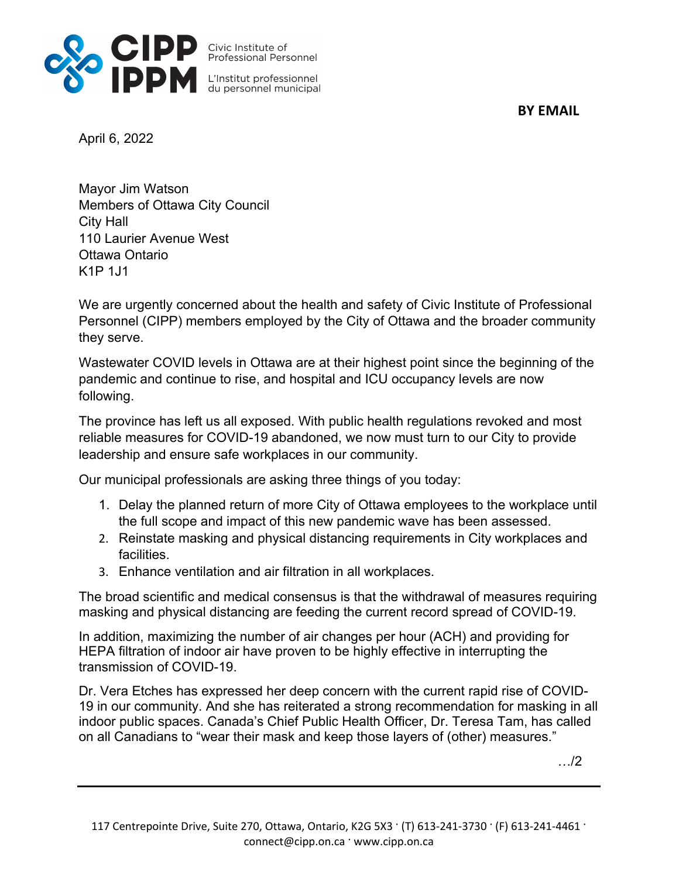CIPP IPPM

Civic Institute of Professional Personnel

L'Institut professionnel du personnel municipal

**BY EMAIL**

April 6, 2022

Mayor Jim Watson
Members of Ottawa City Council
City Hall
110 Laurier Avenue West
Ottawa Ontario
K1P 1J1

We are urgently concerned about the health and safety of Civic Institute of Professional Personnel (CIPP) members employed by the City of Ottawa and the broader community they serve.

Wastewater COVID levels in Ottawa are at their highest point since the beginning of the pandemic and continue to rise, and hospital and ICU occupancy levels are now following.

The province has left us all exposed. With public health regulations revoked and most reliable measures for COVID-19 abandoned, we now must turn to our City to provide leadership and ensure safe workplaces in our community.

Our municipal professionals are asking three things of you today:

1. Delay the planned return of more City of Ottawa employees to the workplace until the full scope and impact of this new pandemic wave has been assessed.
2. Reinstate masking and physical distancing requirements in City workplaces and facilities.
3. Enhance ventilation and air filtration in all workplaces.

The broad scientific and medical consensus is that the withdrawal of measures requiring masking and physical distancing are feeding the current record spread of COVID-19.

In addition, maximizing the number of air changes per hour (ACH) and providing for HEPA filtration of indoor air have proven to be highly effective in interrupting the transmission of COVID-19.

Dr. Vera Etches has expressed her deep concern with the current rapid rise of COVID-19 in our community. And she has reiterated a strong recommendation for masking in all indoor public spaces. Canada's Chief Public Health Officer, Dr. Teresa Tam, has called on all Canadians to "wear their mask and keep those layers of (other) measures."

…/2

117 Centrepointe Drive, Suite 270, Ottawa, Ontario, K2G 5X3 · (T) 613-241-3730 · (F) 613-241-4461 · connect@cipp.on.ca · www.cipp.on.ca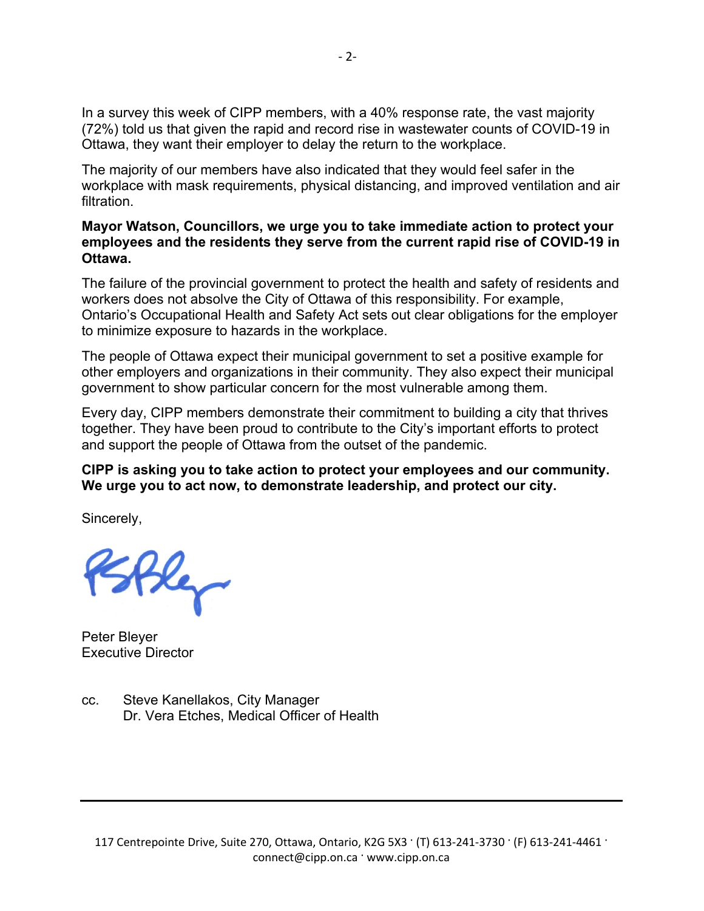In a survey this week of CIPP members, with a 40% response rate, the vast majority (72%) told us that given the rapid and record rise in wastewater counts of COVID-19 in Ottawa, they want their employer to delay the return to the workplace.

The majority of our members have also indicated that they would feel safer in the workplace with mask requirements, physical distancing, and improved ventilation and air filtration.

**Mayor Watson, Councillors, we urge you to take immediate action to protect your employees and the residents they serve from the current rapid rise of COVID-19 in Ottawa.**

The failure of the provincial government to protect the health and safety of residents and workers does not absolve the City of Ottawa of this responsibility. For example, Ontario's Occupational Health and Safety Act sets out clear obligations for the employer to minimize exposure to hazards in the workplace.

The people of Ottawa expect their municipal government to set a positive example for other employers and organizations in their community. They also expect their municipal government to show particular concern for the most vulnerable among them.

Every day, CIPP members demonstrate their commitment to building a city that thrives together. They have been proud to contribute to the City's important efforts to protect and support the people of Ottawa from the outset of the pandemic.

**CIPP is asking you to take action to protect your employees and our community. We urge you to act now, to demonstrate leadership, and protect our city.**

Sincerely,

Peter Bleyer
Executive Director

cc. Steve Kanellakos, City Manager
Dr. Vera Etches, Medical Officer of Health

117 Centrepointe Drive, Suite 270, Ottawa, Ontario, K2G 5X3 · (T) 613-241-3730 · (F) 613-241-4461 · connect@cipp.on.ca · www.cipp.on.ca